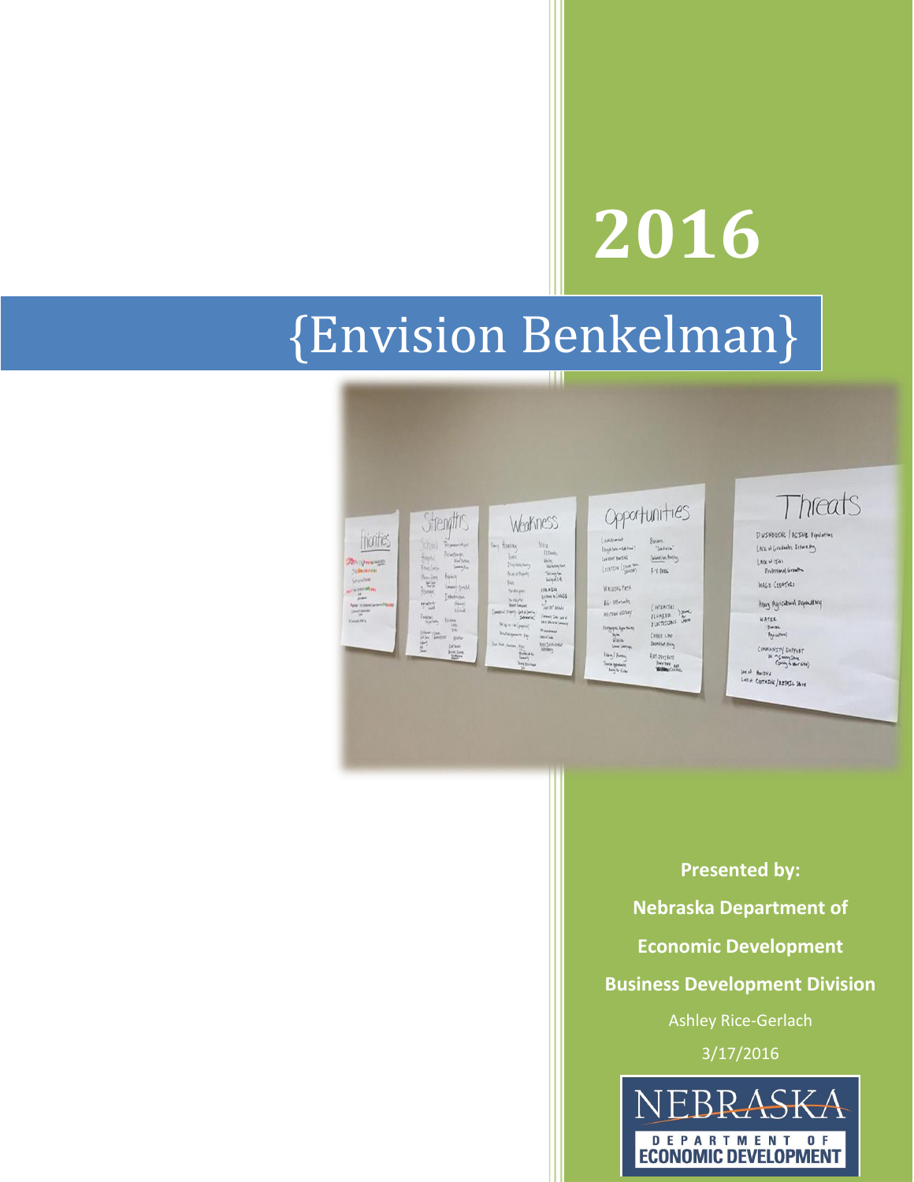# 2016

# {Envision Benkelman}

**Presented by:**

**Nebraska Department of Economic Development**

**Business Development Division**

Ashley Rice-Gerlach

3/17/2016

NEBRASKA DEPARTMENT OF ECONOMIC DEVELOPMENT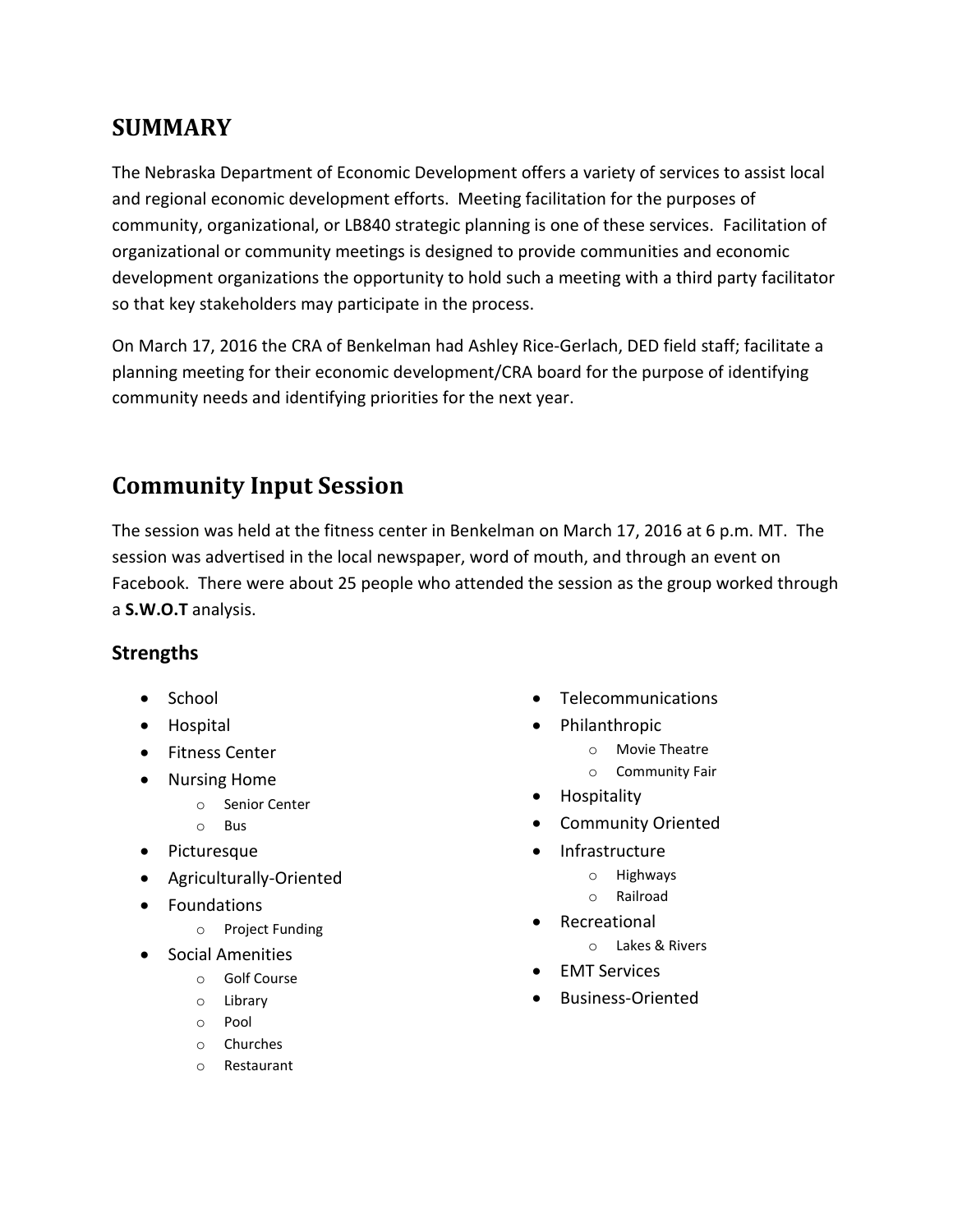## SUMMARY

The Nebraska Department of Economic Development offers a variety of services to assist local and regional economic development efforts. Meeting facilitation for the purposes of community, organizational, or LB840 strategic planning is one of these services. Facilitation of organizational or community meetings is designed to provide communities and economic development organizations the opportunity to hold such a meeting with a third party facilitator so that key stakeholders may participate in the process.

On March 17, 2016 the CRA of Benkelman had Ashley Rice-Gerlach, DED field staff; facilitate a planning meeting for their economic development/CRA board for the purpose of identifying community needs and identifying priorities for the next year.

## Community Input Session

The session was held at the fitness center in Benkelman on March 17, 2016 at 6 p.m. MT. The session was advertised in the local newspaper, word of mouth, and through an event on Facebook. There were about 25 people who attended the session as the group worked through a **S.W.O.T** analysis.

### Strengths

- School
- Hospital
- Fitness Center
- Nursing Home
  - Senior Center
  - Bus
- Picturesque
- Agriculturally-Oriented
- Foundations
  - Project Funding
- Social Amenities
  - Golf Course
  - Library
  - Pool
  - Churches
  - Restaurant
- Telecommunications
- Philanthropic
  - Movie Theatre
  - Community Fair
- Hospitality
- Community Oriented
- Infrastructure
  - Highways
  - Railroad
- Recreational
  - Lakes & Rivers
- EMT Services
- Business-Oriented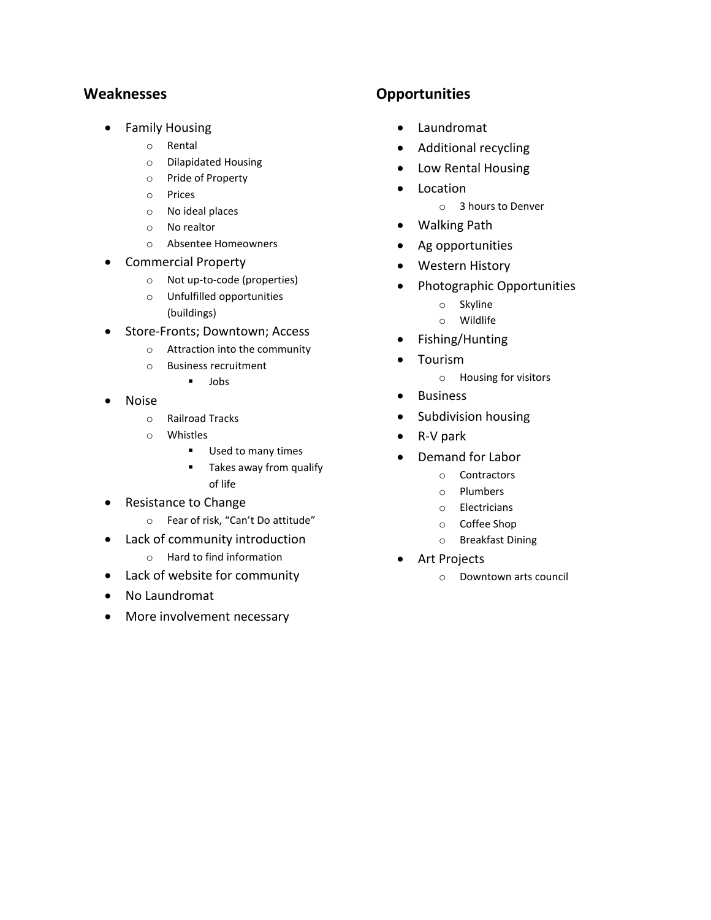## Weaknesses

- Family Housing
  - Rental
  - Dilapidated Housing
  - Pride of Property
  - Prices
  - No ideal places
  - No realtor
  - Absentee Homeowners
- Commercial Property
  - Not up-to-code (properties)
  - Unfulfilled opportunities (buildings)
- Store-Fronts; Downtown; Access
  - Attraction into the community
  - Business recruitment
    - Jobs
- Noise
  - Railroad Tracks
  - Whistles
    - Used to many times
    - Takes away from qualify of life
- Resistance to Change
  - Fear of risk, "Can't Do attitude"
- Lack of community introduction
  - Hard to find information
- Lack of website for community
- No Laundromat
- More involvement necessary

## Opportunities

- Laundromat
- Additional recycling
- Low Rental Housing
- Location
  - 3 hours to Denver
- Walking Path
- Ag opportunities
- Western History
- Photographic Opportunities
  - Skyline
  - Wildlife
- Fishing/Hunting
- Tourism
  - Housing for visitors
- Business
- Subdivision housing
- R-V park
- Demand for Labor
  - Contractors
  - Plumbers
  - Electricians
  - Coffee Shop
  - Breakfast Dining
- Art Projects
  - Downtown arts council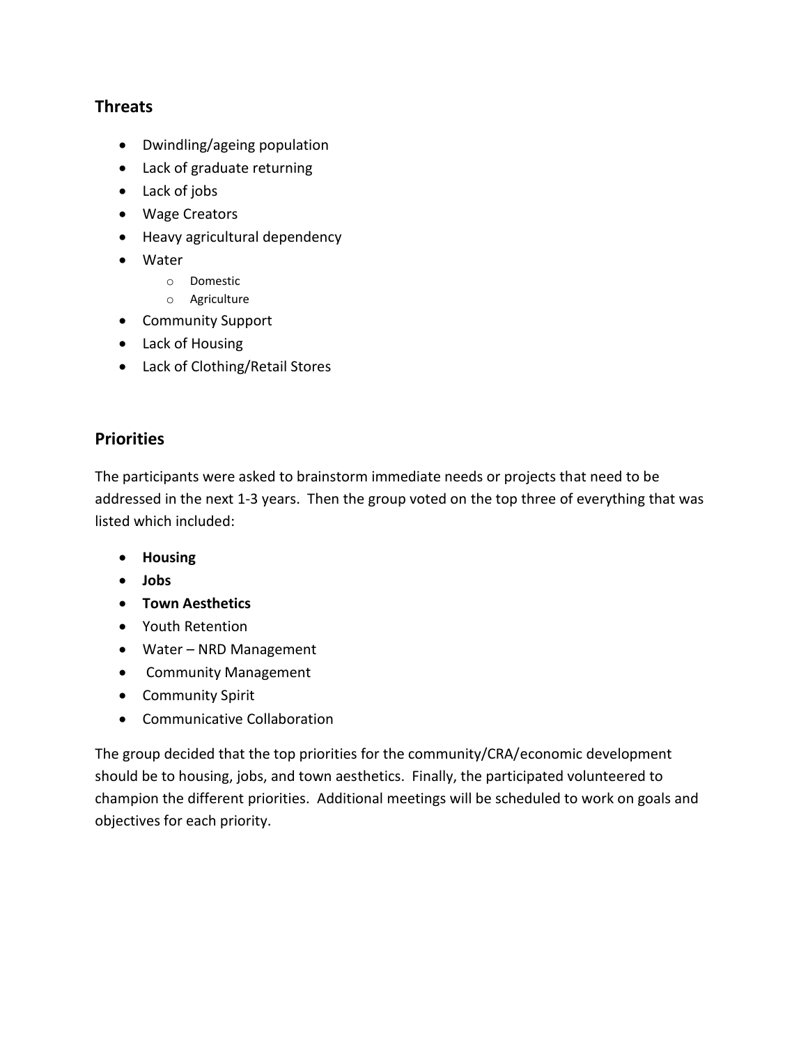## Threats

- Dwindling/ageing population
- Lack of graduate returning
- Lack of jobs
- Wage Creators
- Heavy agricultural dependency
- Water
  - Domestic
  - Agriculture
- Community Support
- Lack of Housing
- Lack of Clothing/Retail Stores

## Priorities

The participants were asked to brainstorm immediate needs or projects that need to be addressed in the next 1-3 years. Then the group voted on the top three of everything that was listed which included:

- **Housing**
- **Jobs**
- **Town Aesthetics**
- Youth Retention
- Water – NRD Management
- Community Management
- Community Spirit
- Communicative Collaboration

The group decided that the top priorities for the community/CRA/economic development should be to housing, jobs, and town aesthetics. Finally, the participated volunteered to champion the different priorities. Additional meetings will be scheduled to work on goals and objectives for each priority.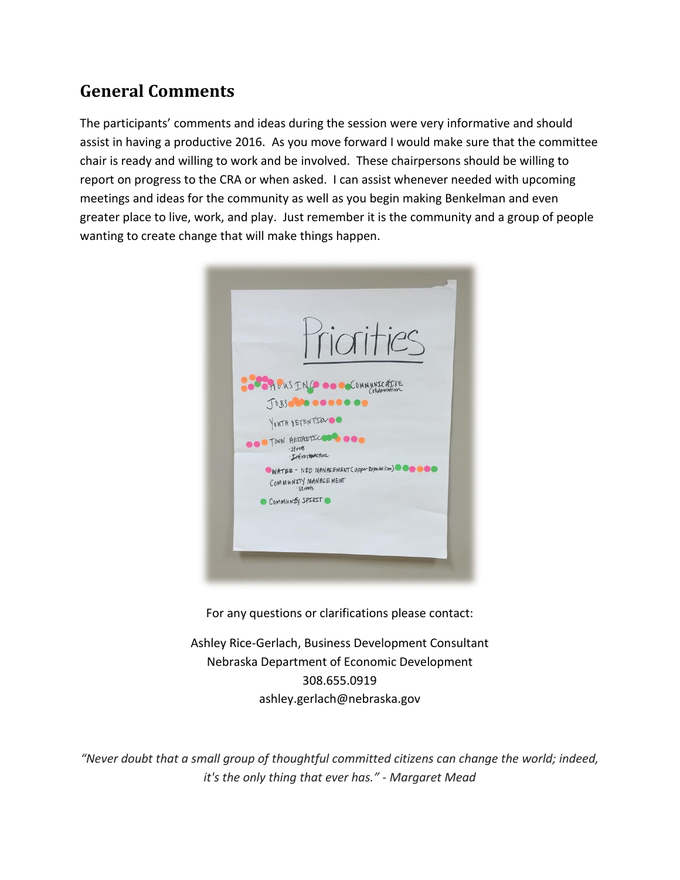## General Comments

The participants' comments and ideas during the session were very informative and should assist in having a productive 2016. As you move forward I would make sure that the committee chair is ready and willing to work and be involved. These chairpersons should be willing to report on progress to the CRA or when asked. I can assist whenever needed with upcoming meetings and ideas for the community as well as you begin making Benkelman and even greater place to live, work, and play. Just remember it is the community and a group of people wanting to create change that will make things happen.

For any questions or clarifications please contact:

Ashley Rice-Gerlach, Business Development Consultant
Nebraska Department of Economic Development
308.655.0919
ashley.gerlach@nebraska.gov

*"Never doubt that a small group of thoughtful committed citizens can change the world; indeed, it's the only thing that ever has." - Margaret Mead*